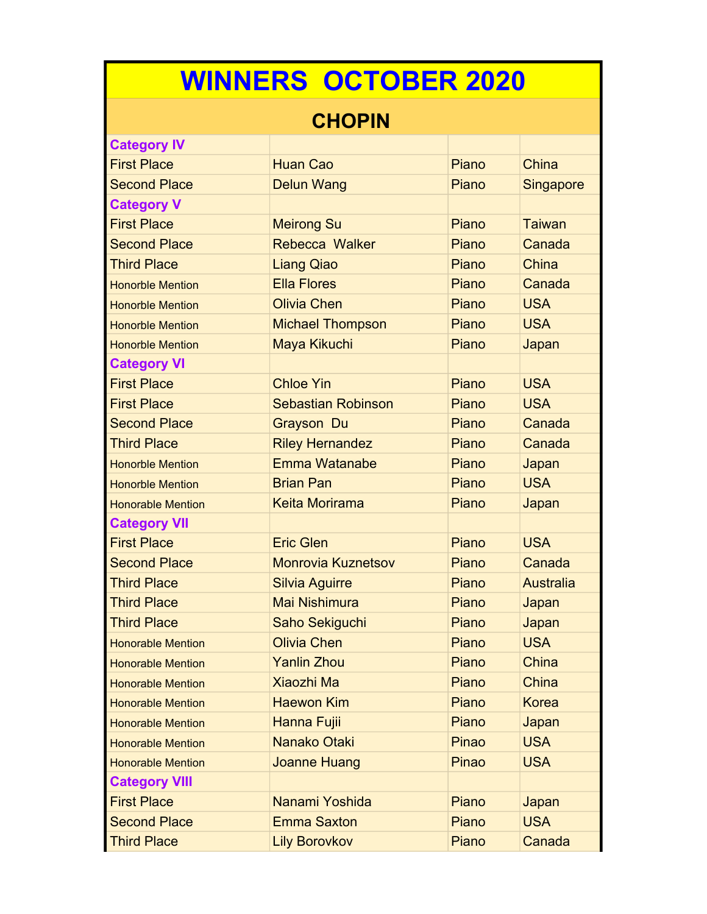# WINNERS OCTOBER 2020

## CHOPIN

| | | | |
|---|---|---|---|
| **Category IV** | | | |
| First Place | Huan Cao | Piano | China |
| Second Place | Delun Wang | Piano | Singapore |
| **Category V** | | | |
| First Place | Meirong Su | Piano | Taiwan |
| Second Place | Rebecca Walker | Piano | Canada |
| Third Place | Liang Qiao | Piano | China |
| Honorble Mention | Ella Flores | Piano | Canada |
| Honorble Mention | Olivia Chen | Piano | USA |
| Honorble Mention | Michael Thompson | Piano | USA |
| Honorble Mention | Maya Kikuchi | Piano | Japan |
| **Category VI** | | | |
| First Place | Chloe Yin | Piano | USA |
| First Place | Sebastian Robinson | Piano | USA |
| Second Place | Grayson Du | Piano | Canada |
| Third Place | Riley Hernandez | Piano | Canada |
| Honorble Mention | Emma Watanabe | Piano | Japan |
| Honorble Mention | Brian Pan | Piano | USA |
| Honorable Mention | Keita Morirama | Piano | Japan |
| **Category VII** | | | |
| First Place | Eric Glen | Piano | USA |
| Second Place | Monrovia Kuznetsov | Piano | Canada |
| Third Place | Silvia Aguirre | Piano | Australia |
| Third Place | Mai Nishimura | Piano | Japan |
| Third Place | Saho Sekiguchi | Piano | Japan |
| Honorable Mention | Olivia Chen | Piano | USA |
| Honorable Mention | Yanlin Zhou | Piano | China |
| Honorable Mention | Xiaozhi Ma | Piano | China |
| Honorable Mention | Haewon Kim | Piano | Korea |
| Honorable Mention | Hanna Fujii | Piano | Japan |
| Honorable Mention | Nanako Otaki | Pinao | USA |
| Honorable Mention | Joanne Huang | Pinao | USA |
| **Category VIII** | | | |
| First Place | Nanami Yoshida | Piano | Japan |
| Second Place | Emma Saxton | Piano | USA |
| Third Place | Lily Borovkov | Piano | Canada |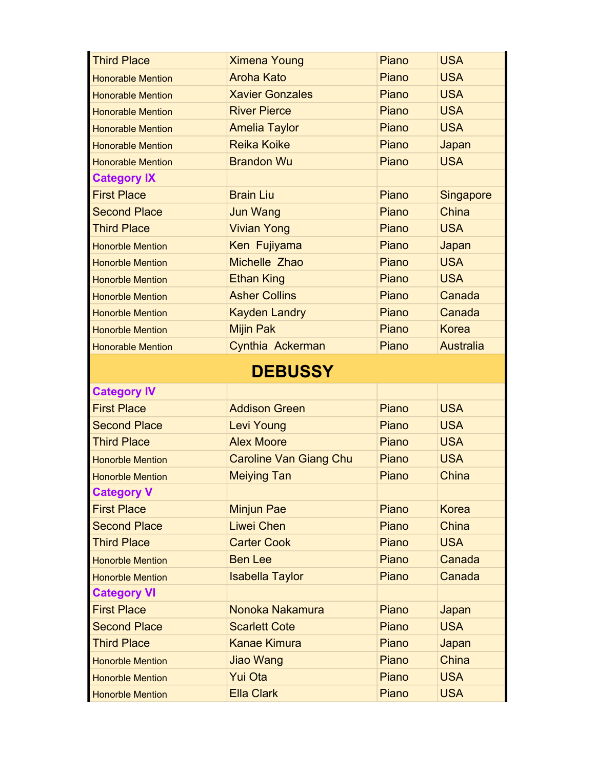| | | | |
|---|---|---|---|
| Third Place | Ximena Young | Piano | USA |
| Honorable Mention | Aroha Kato | Piano | USA |
| Honorable Mention | Xavier Gonzales | Piano | USA |
| Honorable Mention | River Pierce | Piano | USA |
| Honorable Mention | Amelia Taylor | Piano | USA |
| Honorable Mention | Reika Koike | Piano | Japan |
| Honorable Mention | Brandon Wu | Piano | USA |
| **Category IX** | | | |
| First Place | Brain Liu | Piano | Singapore |
| Second Place | Jun Wang | Piano | China |
| Third Place | Vivian Yong | Piano | USA |
| Honorble Mention | Ken Fujiyama | Piano | Japan |
| Honorble Mention | Michelle Zhao | Piano | USA |
| Honorble Mention | Ethan King | Piano | USA |
| Honorble Mention | Asher Collins | Piano | Canada |
| Honorble Mention | Kayden Landry | Piano | Canada |
| Honorble Mention | Mijin Pak | Piano | Korea |
| Honorable Mention | Cynthia Ackerman | Piano | Australia |

## DEBUSSY

| | | | |
|---|---|---|---|
| **Category IV** | | | |
| First Place | Addison Green | Piano | USA |
| Second Place | Levi Young | Piano | USA |
| Third Place | Alex Moore | Piano | USA |
| Honorble Mention | Caroline Van Giang Chu | Piano | USA |
| Honorble Mention | Meiying Tan | Piano | China |
| **Category V** | | | |
| First Place | Minjun Pae | Piano | Korea |
| Second Place | Liwei Chen | Piano | China |
| Third Place | Carter Cook | Piano | USA |
| Honorble Mention | Ben Lee | Piano | Canada |
| Honorble Mention | Isabella Taylor | Piano | Canada |
| **Category VI** | | | |
| First Place | Nonoka Nakamura | Piano | Japan |
| Second Place | Scarlett Cote | Piano | USA |
| Third Place | Kanae Kimura | Piano | Japan |
| Honorble Mention | Jiao Wang | Piano | China |
| Honorble Mention | Yui Ota | Piano | USA |
| Honorble Mention | Ella Clark | Piano | USA |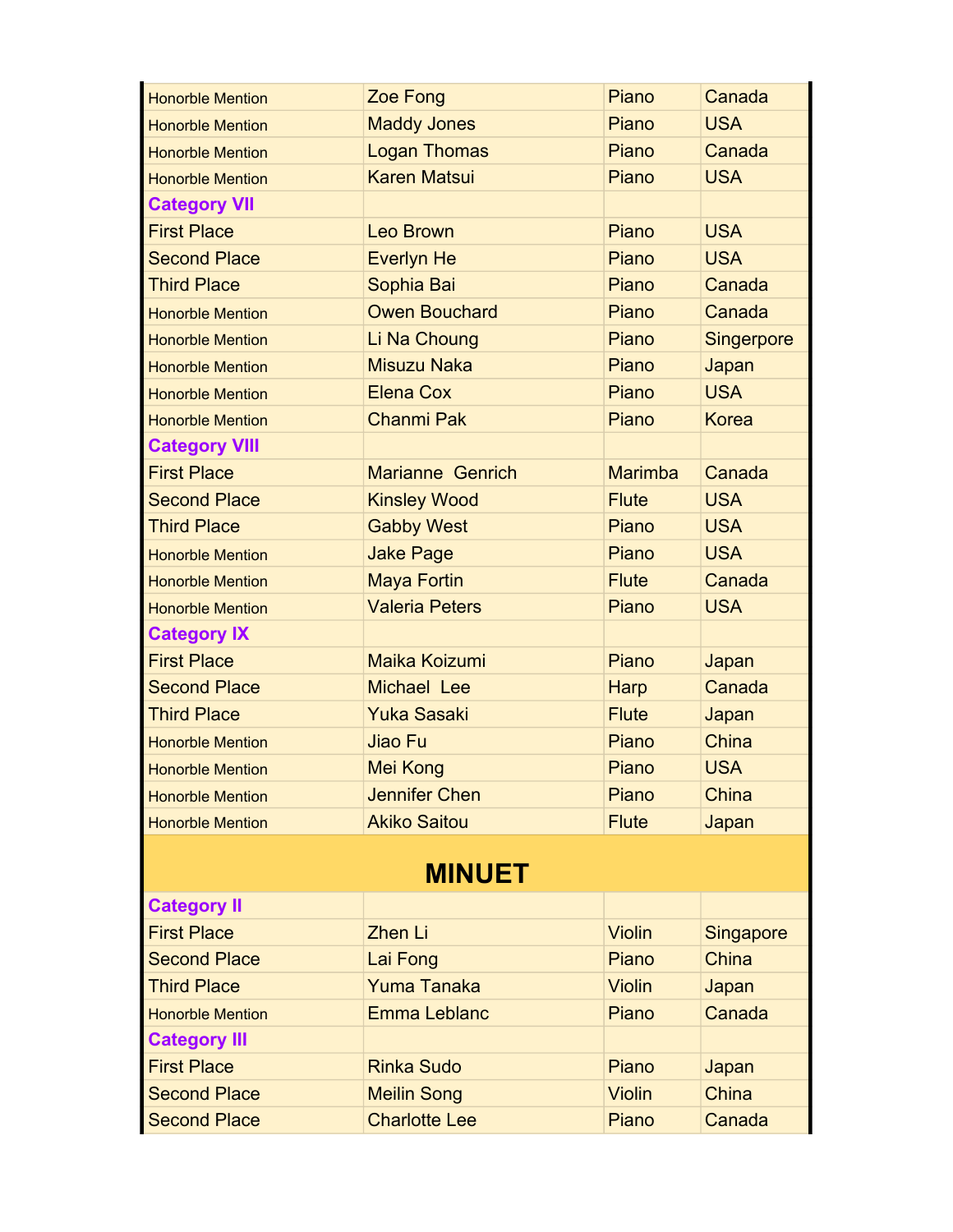| | | | |
|---|---|---|---|
| Honorble Mention | Zoe Fong | Piano | Canada |
| Honorble Mention | Maddy Jones | Piano | USA |
| Honorble Mention | Logan Thomas | Piano | Canada |
| Honorble Mention | Karen Matsui | Piano | USA |
| **Category VII** | | | |
| First Place | Leo Brown | Piano | USA |
| Second Place | Everlyn He | Piano | USA |
| Third Place | Sophia Bai | Piano | Canada |
| Honorble Mention | Owen Bouchard | Piano | Canada |
| Honorble Mention | Li Na Choung | Piano | Singerpore |
| Honorble Mention | Misuzu Naka | Piano | Japan |
| Honorble Mention | Elena Cox | Piano | USA |
| Honorble Mention | Chanmi Pak | Piano | Korea |
| **Category VIII** | | | |
| First Place | Marianne Genrich | Marimba | Canada |
| Second Place | Kinsley Wood | Flute | USA |
| Third Place | Gabby West | Piano | USA |
| Honorble Mention | Jake Page | Piano | USA |
| Honorble Mention | Maya Fortin | Flute | Canada |
| Honorble Mention | Valeria Peters | Piano | USA |
| **Category IX** | | | |
| First Place | Maika Koizumi | Piano | Japan |
| Second Place | Michael Lee | Harp | Canada |
| Third Place | Yuka Sasaki | Flute | Japan |
| Honorble Mention | Jiao Fu | Piano | China |
| Honorble Mention | Mei Kong | Piano | USA |
| Honorble Mention | Jennifer Chen | Piano | China |
| Honorble Mention | Akiko Saitou | Flute | Japan |

## MINUET

| | | | |
|---|---|---|---|
| **Category II** | | | |
| First Place | Zhen Li | Violin | Singapore |
| Second Place | Lai Fong | Piano | China |
| Third Place | Yuma Tanaka | Violin | Japan |
| Honorble Mention | Emma Leblanc | Piano | Canada |
| **Category III** | | | |
| First Place | Rinka Sudo | Piano | Japan |
| Second Place | Meilin Song | Violin | China |
| Second Place | Charlotte Lee | Piano | Canada |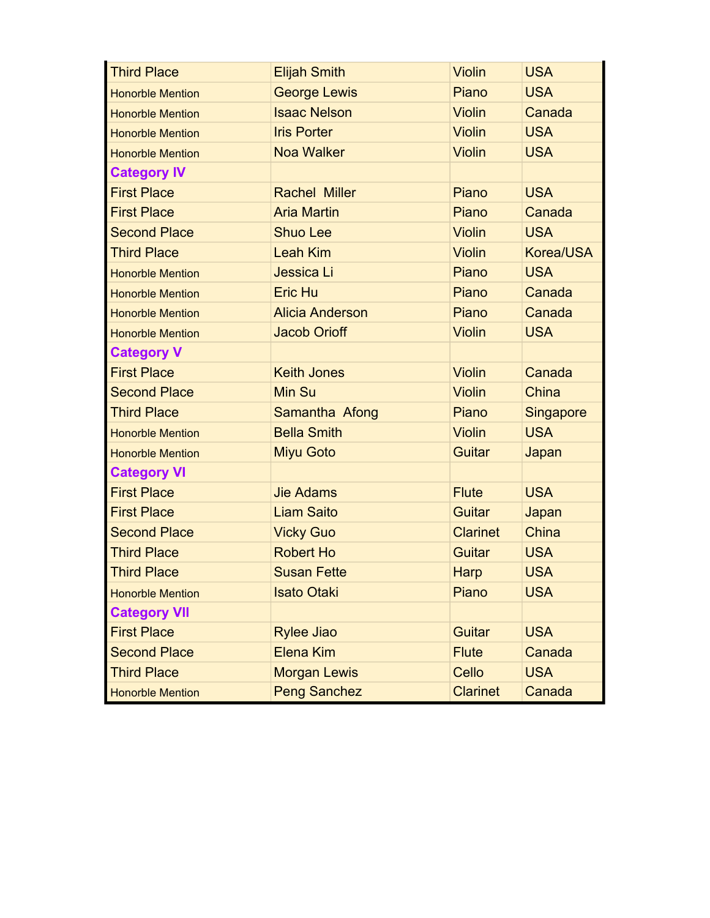| | | | |
|---|---|---|---|
| Third Place | Elijah Smith | Violin | USA |
| Honorble Mention | George Lewis | Piano | USA |
| Honorble Mention | Isaac Nelson | Violin | Canada |
| Honorble Mention | Iris Porter | Violin | USA |
| Honorble Mention | Noa Walker | Violin | USA |
| **Category IV** | | | |
| First Place | Rachel Miller | Piano | USA |
| First Place | Aria Martin | Piano | Canada |
| Second Place | Shuo Lee | Violin | USA |
| Third Place | Leah Kim | Violin | Korea/USA |
| Honorble Mention | Jessica Li | Piano | USA |
| Honorble Mention | Eric Hu | Piano | Canada |
| Honorble Mention | Alicia Anderson | Piano | Canada |
| Honorble Mention | Jacob Orioff | Violin | USA |
| **Category V** | | | |
| First Place | Keith Jones | Violin | Canada |
| Second Place | Min Su | Violin | China |
| Third Place | Samantha Afong | Piano | Singapore |
| Honorble Mention | Bella Smith | Violin | USA |
| Honorble Mention | Miyu Goto | Guitar | Japan |
| **Category VI** | | | |
| First Place | Jie Adams | Flute | USA |
| First Place | Liam Saito | Guitar | Japan |
| Second Place | Vicky Guo | Clarinet | China |
| Third Place | Robert Ho | Guitar | USA |
| Third Place | Susan Fette | Harp | USA |
| Honorble Mention | Isato Otaki | Piano | USA |
| **Category VII** | | | |
| First Place | Rylee Jiao | Guitar | USA |
| Second Place | Elena Kim | Flute | Canada |
| Third Place | Morgan Lewis | Cello | USA |
| Honorble Mention | Peng Sanchez | Clarinet | Canada |